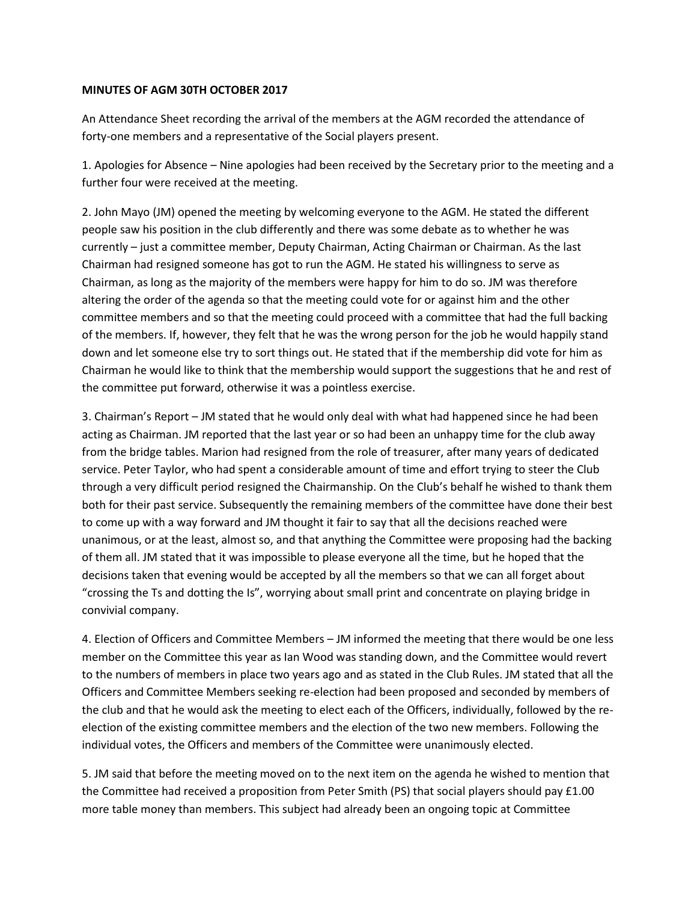**MINUTES OF AGM 30TH OCTOBER 2017**

An Attendance Sheet recording the arrival of the members at the AGM recorded the attendance of forty-one members and a representative of the Social players present.

1. Apologies for Absence – Nine apologies had been received by the Secretary prior to the meeting and a further four were received at the meeting.

2. John Mayo (JM) opened the meeting by welcoming everyone to the AGM. He stated the different people saw his position in the club differently and there was some debate as to whether he was currently – just a committee member, Deputy Chairman, Acting Chairman or Chairman. As the last Chairman had resigned someone has got to run the AGM. He stated his willingness to serve as Chairman, as long as the majority of the members were happy for him to do so. JM was therefore altering the order of the agenda so that the meeting could vote for or against him and the other committee members and so that the meeting could proceed with a committee that had the full backing of the members. If, however, they felt that he was the wrong person for the job he would happily stand down and let someone else try to sort things out. He stated that if the membership did vote for him as Chairman he would like to think that the membership would support the suggestions that he and rest of the committee put forward, otherwise it was a pointless exercise.

3. Chairman's Report – JM stated that he would only deal with what had happened since he had been acting as Chairman. JM reported that the last year or so had been an unhappy time for the club away from the bridge tables. Marion had resigned from the role of treasurer, after many years of dedicated service. Peter Taylor, who had spent a considerable amount of time and effort trying to steer the Club through a very difficult period resigned the Chairmanship. On the Club's behalf he wished to thank them both for their past service. Subsequently the remaining members of the committee have done their best to come up with a way forward and JM thought it fair to say that all the decisions reached were unanimous, or at the least, almost so, and that anything the Committee were proposing had the backing of them all. JM stated that it was impossible to please everyone all the time, but he hoped that the decisions taken that evening would be accepted by all the members so that we can all forget about "crossing the Ts and dotting the Is", worrying about small print and concentrate on playing bridge in convivial company.

4. Election of Officers and Committee Members – JM informed the meeting that there would be one less member on the Committee this year as Ian Wood was standing down, and the Committee would revert to the numbers of members in place two years ago and as stated in the Club Rules. JM stated that all the Officers and Committee Members seeking re-election had been proposed and seconded by members of the club and that he would ask the meeting to elect each of the Officers, individually, followed by the re-election of the existing committee members and the election of the two new members. Following the individual votes, the Officers and members of the Committee were unanimously elected.

5. JM said that before the meeting moved on to the next item on the agenda he wished to mention that the Committee had received a proposition from Peter Smith (PS) that social players should pay £1.00 more table money than members. This subject had already been an ongoing topic at Committee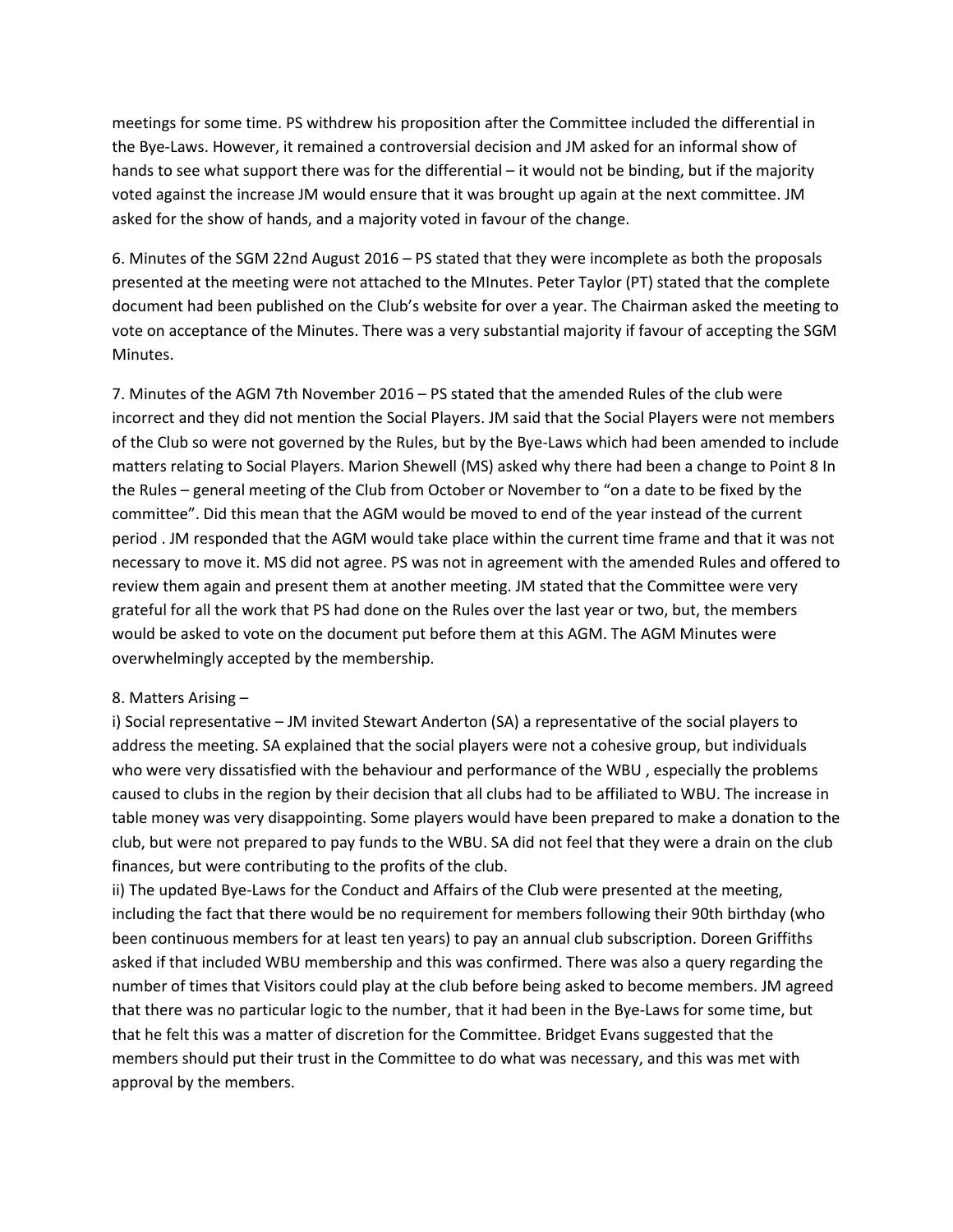meetings for some time. PS withdrew his proposition after the Committee included the differential in the Bye-Laws. However, it remained a controversial decision and JM asked for an informal show of hands to see what support there was for the differential – it would not be binding, but if the majority voted against the increase JM would ensure that it was brought up again at the next committee. JM asked for the show of hands, and a majority voted in favour of the change.

6. Minutes of the SGM 22nd August 2016 – PS stated that they were incomplete as both the proposals presented at the meeting were not attached to the MInutes. Peter Taylor (PT) stated that the complete document had been published on the Club's website for over a year. The Chairman asked the meeting to vote on acceptance of the Minutes. There was a very substantial majority if favour of accepting the SGM Minutes.

7. Minutes of the AGM 7th November 2016 – PS stated that the amended Rules of the club were incorrect and they did not mention the Social Players. JM said that the Social Players were not members of the Club so were not governed by the Rules, but by the Bye-Laws which had been amended to include matters relating to Social Players. Marion Shewell (MS) asked why there had been a change to Point 8 In the Rules – general meeting of the Club from October or November to "on a date to be fixed by the committee". Did this mean that the AGM would be moved to end of the year instead of the current period . JM responded that the AGM would take place within the current time frame and that it was not necessary to move it. MS did not agree. PS was not in agreement with the amended Rules and offered to review them again and present them at another meeting. JM stated that the Committee were very grateful for all the work that PS had done on the Rules over the last year or two, but, the members would be asked to vote on the document put before them at this AGM. The AGM Minutes were overwhelmingly accepted by the membership.

8. Matters Arising –

i) Social representative – JM invited Stewart Anderton (SA) a representative of the social players to address the meeting. SA explained that the social players were not a cohesive group, but individuals who were very dissatisfied with the behaviour and performance of the WBU , especially the problems caused to clubs in the region by their decision that all clubs had to be affiliated to WBU. The increase in table money was very disappointing. Some players would have been prepared to make a donation to the club, but were not prepared to pay funds to the WBU. SA did not feel that they were a drain on the club finances, but were contributing to the profits of the club.

ii) The updated Bye-Laws for the Conduct and Affairs of the Club were presented at the meeting, including the fact that there would be no requirement for members following their 90th birthday (who been continuous members for at least ten years) to pay an annual club subscription. Doreen Griffiths asked if that included WBU membership and this was confirmed. There was also a query regarding the number of times that Visitors could play at the club before being asked to become members. JM agreed that there was no particular logic to the number, that it had been in the Bye-Laws for some time, but that he felt this was a matter of discretion for the Committee. Bridget Evans suggested that the members should put their trust in the Committee to do what was necessary, and this was met with approval by the members.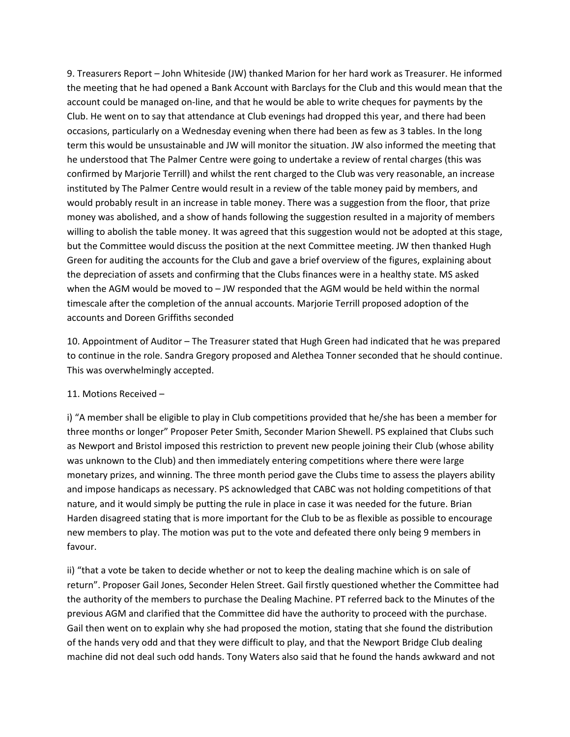9. Treasurers Report – John Whiteside (JW) thanked Marion for her hard work as Treasurer. He informed the meeting that he had opened a Bank Account with Barclays for the Club and this would mean that the account could be managed on-line, and that he would be able to write cheques for payments by the Club. He went on to say that attendance at Club evenings had dropped this year, and there had been occasions, particularly on a Wednesday evening when there had been as few as 3 tables. In the long term this would be unsustainable and JW will monitor the situation. JW also informed the meeting that he understood that The Palmer Centre were going to undertake a review of rental charges (this was confirmed by Marjorie Terrill) and whilst the rent charged to the Club was very reasonable, an increase instituted by The Palmer Centre would result in a review of the table money paid by members, and would probably result in an increase in table money. There was a suggestion from the floor, that prize money was abolished, and a show of hands following the suggestion resulted in a majority of members willing to abolish the table money. It was agreed that this suggestion would not be adopted at this stage, but the Committee would discuss the position at the next Committee meeting. JW then thanked Hugh Green for auditing the accounts for the Club and gave a brief overview of the figures, explaining about the depreciation of assets and confirming that the Clubs finances were in a healthy state. MS asked when the AGM would be moved to – JW responded that the AGM would be held within the normal timescale after the completion of the annual accounts. Marjorie Terrill proposed adoption of the accounts and Doreen Griffiths seconded

10. Appointment of Auditor – The Treasurer stated that Hugh Green had indicated that he was prepared to continue in the role. Sandra Gregory proposed and Alethea Tonner seconded that he should continue. This was overwhelmingly accepted.

11. Motions Received –

i) "A member shall be eligible to play in Club competitions provided that he/she has been a member for three months or longer" Proposer Peter Smith, Seconder Marion Shewell. PS explained that Clubs such as Newport and Bristol imposed this restriction to prevent new people joining their Club (whose ability was unknown to the Club) and then immediately entering competitions where there were large monetary prizes, and winning. The three month period gave the Clubs time to assess the players ability and impose handicaps as necessary. PS acknowledged that CABC was not holding competitions of that nature, and it would simply be putting the rule in place in case it was needed for the future. Brian Harden disagreed stating that is more important for the Club to be as flexible as possible to encourage new members to play. The motion was put to the vote and defeated there only being 9 members in favour.

ii) "that a vote be taken to decide whether or not to keep the dealing machine which is on sale of return". Proposer Gail Jones, Seconder Helen Street. Gail firstly questioned whether the Committee had the authority of the members to purchase the Dealing Machine. PT referred back to the Minutes of the previous AGM and clarified that the Committee did have the authority to proceed with the purchase. Gail then went on to explain why she had proposed the motion, stating that she found the distribution of the hands very odd and that they were difficult to play, and that the Newport Bridge Club dealing machine did not deal such odd hands. Tony Waters also said that he found the hands awkward and not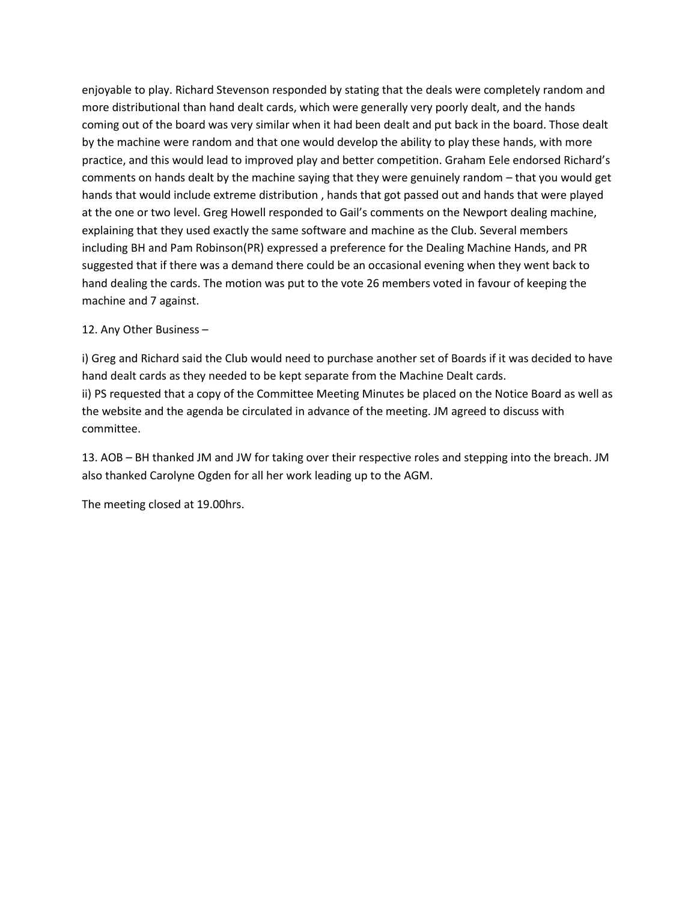enjoyable to play. Richard Stevenson responded by stating that the deals were completely random and more distributional than hand dealt cards, which were generally very poorly dealt, and the hands coming out of the board was very similar when it had been dealt and put back in the board. Those dealt by the machine were random and that one would develop the ability to play these hands, with more practice, and this would lead to improved play and better competition. Graham Eele endorsed Richard's comments on hands dealt by the machine saying that they were genuinely random – that you would get hands that would include extreme distribution , hands that got passed out and hands that were played at the one or two level. Greg Howell responded to Gail's comments on the Newport dealing machine, explaining that they used exactly the same software and machine as the Club. Several members including BH and Pam Robinson(PR) expressed a preference for the Dealing Machine Hands, and PR suggested that if there was a demand there could be an occasional evening when they went back to hand dealing the cards. The motion was put to the vote 26 members voted in favour of keeping the machine and 7 against.

12. Any Other Business –

i) Greg and Richard said the Club would need to purchase another set of Boards if it was decided to have hand dealt cards as they needed to be kept separate from the Machine Dealt cards.
ii) PS requested that a copy of the Committee Meeting Minutes be placed on the Notice Board as well as the website and the agenda be circulated in advance of the meeting. JM agreed to discuss with committee.

13. AOB – BH thanked JM and JW for taking over their respective roles and stepping into the breach. JM also thanked Carolyne Ogden for all her work leading up to the AGM.

The meeting closed at 19.00hrs.